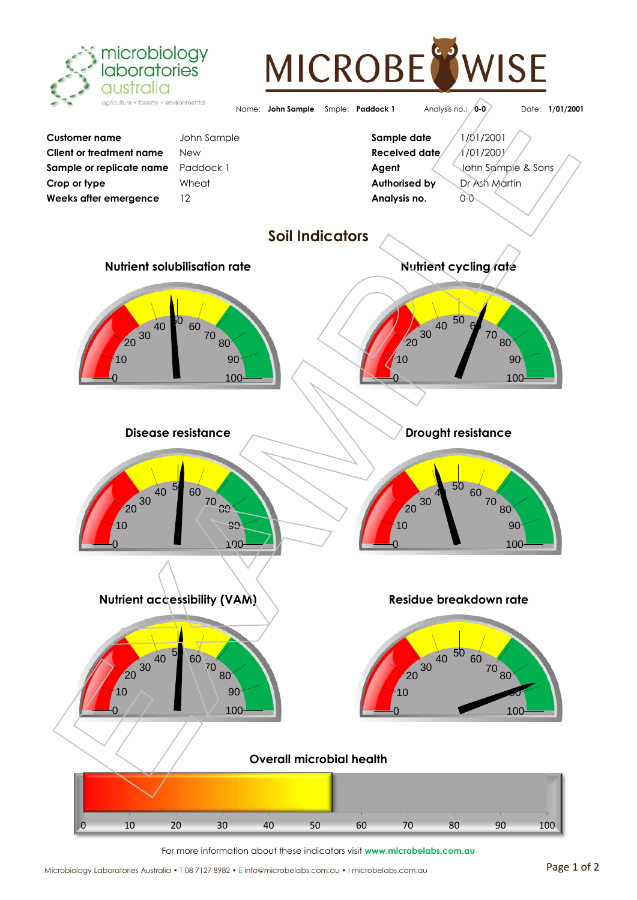microbiology laboratories australia
agriculture • forestry • environmental

# MICROBE WISE

Name: **John Sample** Smple: **Paddock 1** Analysis no.: **0-0** Date: **1/01/2001**

| | | | |
|---|---|---|---|
| **Customer name** | John Sample | **Sample date** | 1/01/2001 |
| **Client or treatment name** | New | **Received date** | 1/01/2001 |
| **Sample or replicate name** | Paddock 1 | **Agent** | John Sample & Sons |
| **Crop or type** | Wheat | **Authorised by** | Dr Ash Martin |
| **Weeks after emergence** | 12 | **Analysis no.** | 0-0 |

## Soil Indicators

### Nutrient solubilisation rate

0 10 20 30 40 50 60 70 80 90 100

### Nutrient cycling rate

0 10 20 30 40 50 60 70 80 90 100

### Disease resistance

0 10 20 30 40 50 60 70 80 90 100

### Drought resistance

0 10 20 30 40 50 60 70 80 90 100

### Nutrient accessibility (VAM)

0 10 20 30 40 50 60 70 80 90 100

### Residue breakdown rate

0 10 20 30 40 50 60 70 80 90 100

### Overall microbial health

0 10 20 30 40 50 60 70 80 90 100

For more information about these indicators visit **www.microbelabs.com.au**

Microbiology Laboratories Australia • T 08 7127 8982 • E info@microbelabs.com.au • I microbelabs.com.au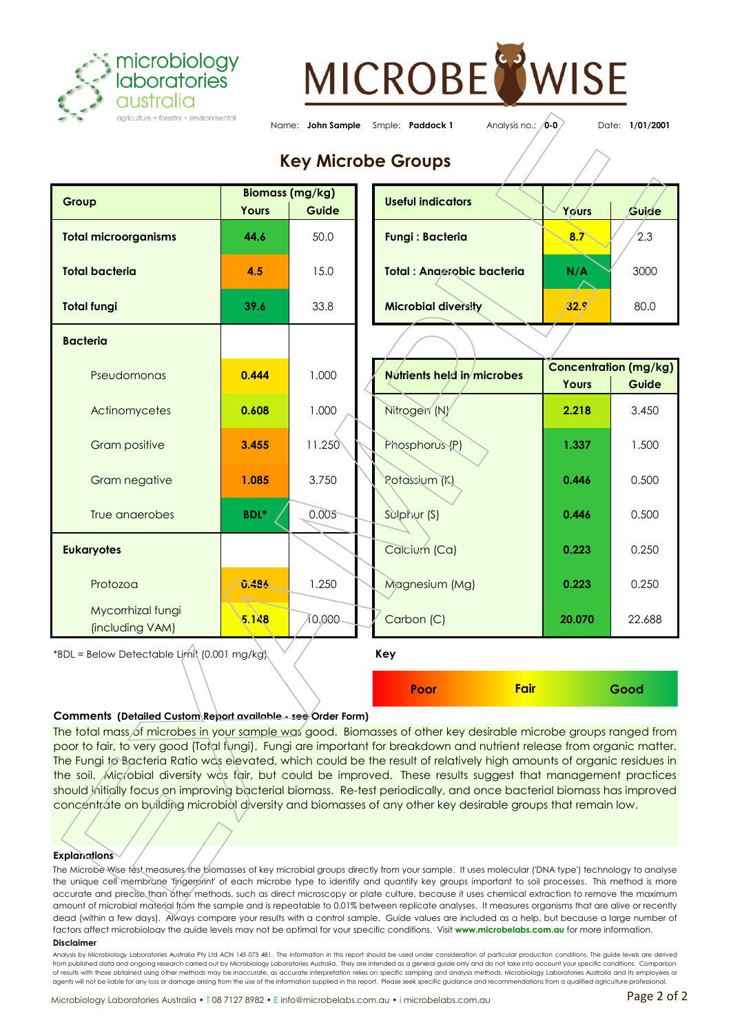microbiology laboratories australia

agriculture • forestry • environmental

MICROBE WISE

Name: **John Sample** Smple: **Paddock 1** Analysis no.: **0-0** Date: **1/01/2001**

## Key Microbe Groups

| Group | Biomass (mg/kg) | |
|---|---|---|
| | Yours | Guide |
| **Total microorganisms** | **44.6** | 50.0 |
| **Total bacteria** | **4.5** | 15.0 |
| **Total fungi** | **39.6** | 33.8 |
| **Bacteria** | | |
| Pseudomonas | **0.444** | 1.000 |
| Actinomycetes | **0.608** | 1.000 |
| Gram positive | **3.455** | 11.250 |
| Gram negative | **1.085** | 3.750 |
| True anaerobes | **BDL*** | 0.005 |
| **Eukaryotes** | | |
| Protozoa | **0.486** | 1.250 |
| Mycorrhizal fungi (including VAM) | **5.148** | 10.000 |

*BDL = Below Detectable Limit (0.001 mg/kg)

| Useful indicators | Yours | Guide |
|---|---|---|
| **Fungi : Bacteria** | **8.7** | 2.3 |
| **Total : Anaerobic bacteria** | **N/A** | 3000 |
| **Microbial diversity** | **32.9** | 80.0 |

| Nutrients held in microbes | Concentration (mg/kg) | |
|---|---|---|
| | Yours | Guide |
| Nitrogen (N) | **2.218** | 3.450 |
| Phosphorus (P) | **1.337** | 1.500 |
| Potassium (K) | **0.446** | 0.500 |
| Sulphur (S) | **0.446** | 0.500 |
| Calcium (Ca) | **0.223** | 0.250 |
| Magnesium (Mg) | **0.223** | 0.250 |
| Carbon (C) | **20.070** | 22.688 |

**Key**

Poor Fair Good

**Comments (Detailed Custom Report available - see Order Form)**

The total mass of microbes in your sample was good. Biomasses of other key desirable microbe groups ranged from poor to fair, to very good (Total fungi). Fungi are important for breakdown and nutrient release from organic matter. The Fungi to Bacteria Ratio was elevated, which could be the result of relatively high amounts of organic residues in the soil. Microbial diversity was fair, but could be improved. These results suggest that management practices should initially focus on improving bacterial biomass. Re-test periodically, and once bacterial biomass has improved concentrate on building microbial diversity and biomasses of any other key desirable groups that remain low.

**Explanations**

The Microbe Wise test measures the biomasses of key microbial groups directly from your sample. It uses molecular ('DNA type') technology to analyse the unique cell membrane 'fingerprint' of each microbe type to identify and quantify key groups important to soil processes. This method is more accurate and precise than other methods, such as direct microscopy or plate culture, because it uses chemical extraction to remove the maximum amount of microbial material from the sample and is repeatable to 0.01% between replicate analyses. It measures organisms that are alive or recently dead (within a few days). Always compare your results with a control sample. Guide values are included as a help, but because a large number of factors affect microbiology the guide levels may not be optimal for your specific conditions. Visit **www.microbelabs.com.au** for more information.

**Disclaimer**

Analysis by Microbiology Laboratories Australia Pty Ltd ACN 145 073 481. The information in this report should be used under consideration of particular production conditions. The guide levels are derived from published data and ongoing research carried out by Microbiology Laboratories Australia. They are intended as a general guide only and do not take into account your specific conditions. Comparison of results with those obtained using other methods may be inaccurate, as accurate interpretation relies on specific sampling and analysis methods. Microbiology Laboratories Australia and its employees or agents will not be liable for any loss or damage arising from the use of the information supplied in this report. Please seek specific guidance and recommendations from a qualified agriculture professional.

Microbiology Laboratories Australia • T 08 7127 8982 • E info@microbelabs.com.au • I microbelabs.com.au